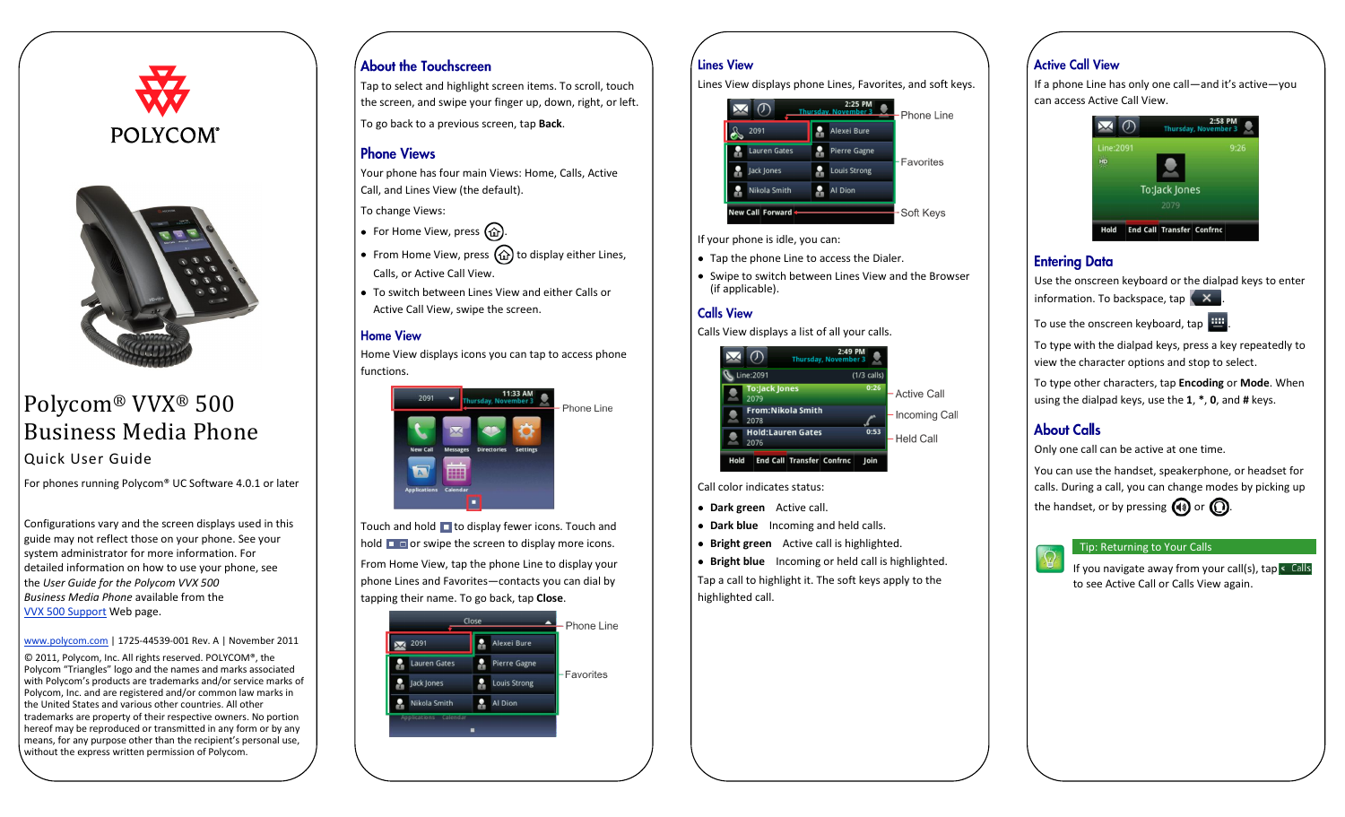POLYCOM

# Polycom® VVX® 500 Business Media Phone

Quick User Guide

For phones running Polycom® UC Software 4.0.1 or later

Configurations vary and the screen displays used in this guide may not reflect those on your phone. See your system administrator for more information. For detailed information on how to use your phone, see the *User Guide for the Polycom VVX 500 Business Media Phone* available from the VVX 500 Support Web page.

www.polycom.com | 1725-44539-001 Rev. A | November 2011

© 2011, Polycom, Inc. All rights reserved. POLYCOM®, the Polycom "Triangles" logo and the names and marks associated with Polycom's products are trademarks and/or service marks of Polycom, Inc. and are registered and/or common law marks in the United States and various other countries. All other trademarks are property of their respective owners. No portion hereof may be reproduced or transmitted in any form or by any means, for any purpose other than the recipient's personal use, without the express written permission of Polycom.

## About the Touchscreen

Tap to select and highlight screen items. To scroll, touch the screen, and swipe your finger up, down, right, or left.

To go back to a previous screen, tap **Back**.

## Phone Views

Your phone has four main Views: Home, Calls, Active Call, and Lines View (the default).

To change Views:

- For Home View, press .
- From Home View, press to display either Lines, Calls, or Active Call View.
- To switch between Lines View and either Calls or Active Call View, swipe the screen.

## Home View

Home View displays icons you can tap to access phone functions.

Phone Line

Touch and hold to display fewer icons. Touch and hold or swipe the screen to display more icons.

From Home View, tap the phone Line to display your phone Lines and Favorites—contacts you can dial by tapping their name. To go back, tap **Close**.

Phone Line

Favorites

## Lines View

Lines View displays phone Lines, Favorites, and soft keys.

Phone Line

Favorites

Soft Keys

If your phone is idle, you can:

- Tap the phone Line to access the Dialer.
- Swipe to switch between Lines View and the Browser (if applicable).

## Calls View

Calls View displays a list of all your calls.

Active Call

Incoming Call

Held Call

Call color indicates status:

- **Dark green** Active call.
- **Dark blue** Incoming and held calls.
- **Bright green** Active call is highlighted.
- **Bright blue** Incoming or held call is highlighted.

Tap a call to highlight it. The soft keys apply to the highlighted call.

## Active Call View

If a phone Line has only one call—and it's active—you can access Active Call View.

## Entering Data

Use the onscreen keyboard or the dialpad keys to enter information. To backspace, tap .

To use the onscreen keyboard, tap .

To type with the dialpad keys, press a key repeatedly to view the character options and stop to select.

To type other characters, tap **Encoding** or **Mode**. When using the dialpad keys, use the **1**, *****, **0**, and **#** keys.

## About Calls

Only one call can be active at one time.

You can use the handset, speakerphone, or headset for calls. During a call, you can change modes by picking up the handset, or by pressing or .

**Tip: Returning to Your Calls**

If you navigate away from your call(s), tap Calls to see Active Call or Calls View again.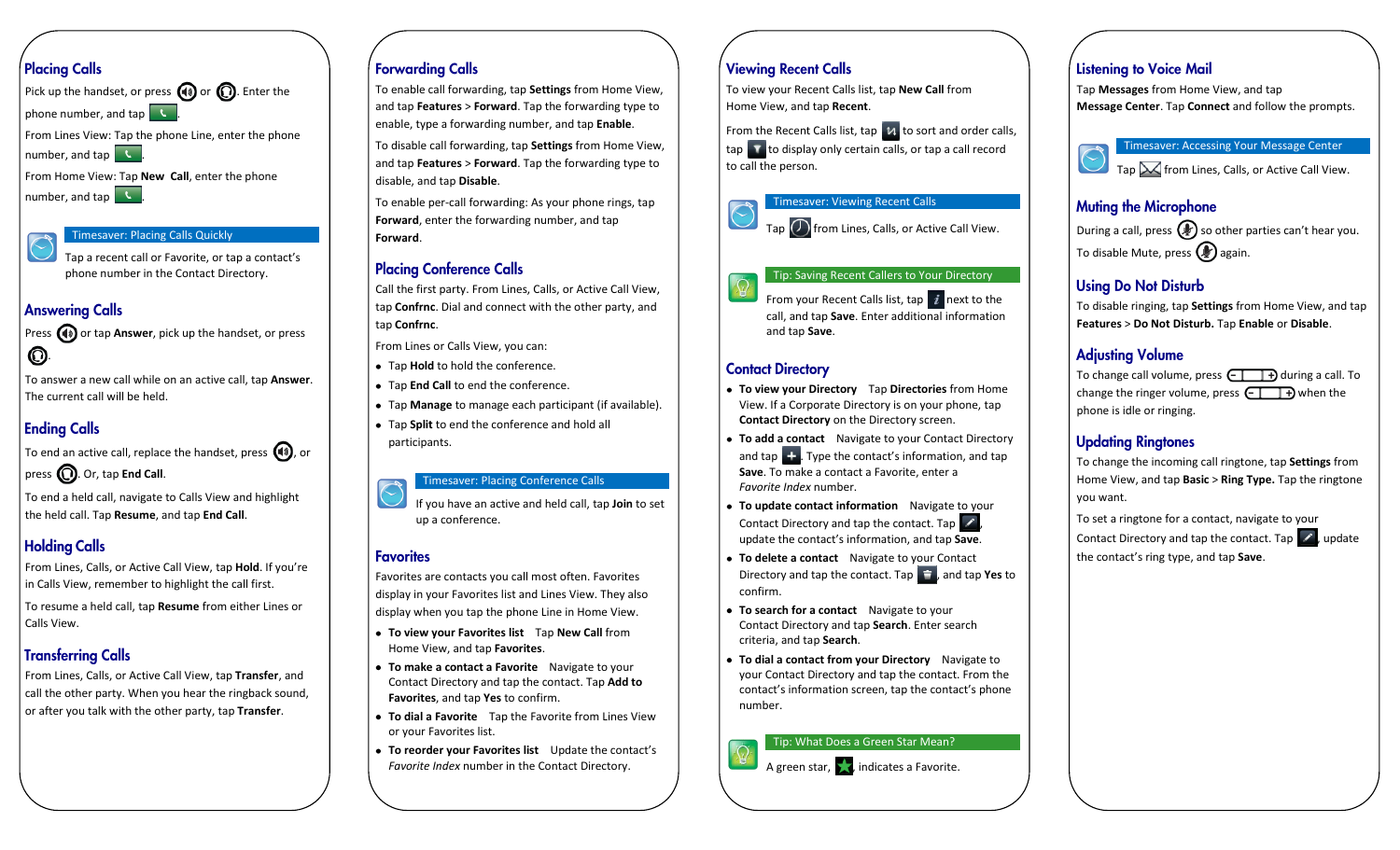## Placing Calls

Pick up the handset, or press or . Enter the phone number, and tap .

From Lines View: Tap the phone Line, enter the phone number, and tap .

From Home View: Tap **New Call**, enter the phone number, and tap .

**Timesaver: Placing Calls Quickly**

Tap a recent call or Favorite, or tap a contact's phone number in the Contact Directory.

## Answering Calls

Press or tap **Answer**, pick up the handset, or press .

To answer a new call while on an active call, tap **Answer**. The current call will be held.

## Ending Calls

To end an active call, replace the handset, press , or press . Or, tap **End Call**.

To end a held call, navigate to Calls View and highlight the held call. Tap **Resume**, and tap **End Call**.

## Holding Calls

From Lines, Calls, or Active Call View, tap **Hold**. If you're in Calls View, remember to highlight the call first.

To resume a held call, tap **Resume** from either Lines or Calls View.

## Transferring Calls

From Lines, Calls, or Active Call View, tap **Transfer**, and call the other party. When you hear the ringback sound, or after you talk with the other party, tap **Transfer**.

## Forwarding Calls

To enable call forwarding, tap **Settings** from Home View, and tap **Features** > **Forward**. Tap the forwarding type to enable, type a forwarding number, and tap **Enable**.

To disable call forwarding, tap **Settings** from Home View, and tap **Features** > **Forward**. Tap the forwarding type to disable, and tap **Disable**.

To enable per-call forwarding: As your phone rings, tap **Forward**, enter the forwarding number, and tap **Forward**.

## Placing Conference Calls

Call the first party. From Lines, Calls, or Active Call View, tap **Confrnc**. Dial and connect with the other party, and tap **Confrnc**.

From Lines or Calls View, you can:

- Tap **Hold** to hold the conference.
- Tap **End Call** to end the conference.
- Tap **Manage** to manage each participant (if available).
- Tap **Split** to end the conference and hold all participants.

**Timesaver: Placing Conference Calls**

If you have an active and held call, tap **Join** to set up a conference.

## Favorites

Favorites are contacts you call most often. Favorites display in your Favorites list and Lines View. They also display when you tap the phone Line in Home View.

- **To view your Favorites list** Tap **New Call** from Home View, and tap **Favorites**.
- **To make a contact a Favorite** Navigate to your Contact Directory and tap the contact. Tap **Add to Favorites**, and tap **Yes** to confirm.
- **To dial a Favorite** Tap the Favorite from Lines View or your Favorites list.
- **To reorder your Favorites list** Update the contact's *Favorite Index* number in the Contact Directory.

## Viewing Recent Calls

To view your Recent Calls list, tap **New Call** from Home View, and tap **Recent**.

From the Recent Calls list, tap to sort and order calls, tap to display only certain calls, or tap a call record to call the person.

**Timesaver: Viewing Recent Calls**

Tap from Lines, Calls, or Active Call View.

**Tip: Saving Recent Callers to Your Directory**

From your Recent Calls list, tap next to the call, and tap **Save**. Enter additional information and tap **Save**.

## Contact Directory

- **To view your Directory** Tap **Directories** from Home View. If a Corporate Directory is on your phone, tap **Contact Directory** on the Directory screen.
- **To add a contact** Navigate to your Contact Directory and tap . Type the contact's information, and tap **Save**. To make a contact a Favorite, enter a *Favorite Index* number.
- **To update contact information** Navigate to your Contact Directory and tap the contact. Tap , update the contact's information, and tap **Save**.
- **To delete a contact** Navigate to your Contact Directory and tap the contact. Tap , and tap **Yes** to confirm.
- **To search for a contact** Navigate to your Contact Directory and tap **Search**. Enter search criteria, and tap **Search**.
- **To dial a contact from your Directory** Navigate to your Contact Directory and tap the contact. From the contact's information screen, tap the contact's phone number.

**Tip: What Does a Green Star Mean?**

A green star, , indicates a Favorite.

## Listening to Voice Mail

Tap **Messages** from Home View, and tap **Message Center**. Tap **Connect** and follow the prompts.

**Timesaver: Accessing Your Message Center**

Tap from Lines, Calls, or Active Call View.

## Muting the Microphone

During a call, press so other parties can't hear you. To disable Mute, press again.

## Using Do Not Disturb

To disable ringing, tap **Settings** from Home View, and tap **Features** > **Do Not Disturb.** Tap **Enable** or **Disable**.

## Adjusting Volume

To change call volume, press during a call. To change the ringer volume, press when the phone is idle or ringing.

## Updating Ringtones

To change the incoming call ringtone, tap **Settings** from Home View, and tap **Basic** > **Ring Type.** Tap the ringtone you want.

To set a ringtone for a contact, navigate to your Contact Directory and tap the contact. Tap , update the contact's ring type, and tap **Save**.